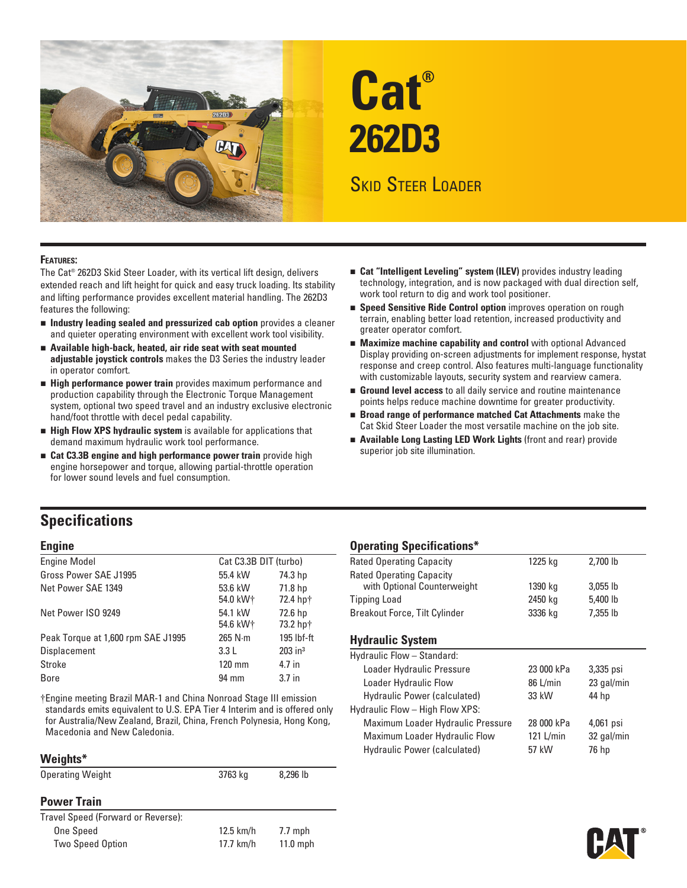# Cat® 262D3

## Skid Steer Loader

**Features:**

The Cat® 262D3 Skid Steer Loader, with its vertical lift design, delivers extended reach and lift height for quick and easy truck loading. Its stability and lifting performance provides excellent material handling. The 262D3 features the following:

- **Industry leading sealed and pressurized cab option** provides a cleaner and quieter operating environment with excellent work tool visibility.
- **Available high-back, heated, air ride seat with seat mounted adjustable joystick controls** makes the D3 Series the industry leader in operator comfort.
- **High performance power train** provides maximum performance and production capability through the Electronic Torque Management system, optional two speed travel and an industry exclusive electronic hand/foot throttle with decel pedal capability.
- **High Flow XPS hydraulic system** is available for applications that demand maximum hydraulic work tool performance.
- **Cat C3.3B engine and high performance power train** provide high engine horsepower and torque, allowing partial-throttle operation for lower sound levels and fuel consumption.
- **Cat "Intelligent Leveling" system (ILEV)** provides industry leading technology, integration, and is now packaged with dual direction self, work tool return to dig and work tool positioner.
- **Speed Sensitive Ride Control option** improves operation on rough terrain, enabling better load retention, increased productivity and greater operator comfort.
- **Maximize machine capability and control** with optional Advanced Display providing on-screen adjustments for implement response, hystat response and creep control. Also features multi-language functionality with customizable layouts, security system and rearview camera.
- **Ground level access** to all daily service and routine maintenance points helps reduce machine downtime for greater productivity.
- **Broad range of performance matched Cat Attachments** make the Cat Skid Steer Loader the most versatile machine on the job site.
- **Available Long Lasting LED Work Lights** (front and rear) provide superior job site illumination.

## Specifications

### Engine

| | | |
|---|---|---|
| Engine Model | Cat C3.3B DIT (turbo) | |
| Gross Power SAE J1995 | 55.4 kW | 74.3 hp |
| Net Power SAE 1349 | 53.6 kW<br>54.0 kW† | 71.8 hp<br>72.4 hp† |
| Net Power ISO 9249 | 54.1 kW<br>54.6 kW† | 72.6 hp<br>73.2 hp† |
| Peak Torque at 1,600 rpm SAE J1995 | 265 N·m | 195 lbf-ft |
| Displacement | 3.3 L | 203 in³ |
| Stroke | 120 mm | 4.7 in |
| Bore | 94 mm | 3.7 in |

†Engine meeting Brazil MAR-1 and China Nonroad Stage III emission standards emits equivalent to U.S. EPA Tier 4 Interim and is offered only for Australia/New Zealand, Brazil, China, French Polynesia, Hong Kong, Macedonia and New Caledonia.

### Weights*

| | | |
|---|---|---|
| Operating Weight | 3763 kg | 8,296 lb |

### Power Train

| | | |
|---|---|---|
| Travel Speed (Forward or Reverse): | | |
| One Speed | 12.5 km/h | 7.7 mph |
| Two Speed Option | 17.7 km/h | 11.0 mph |

### Operating Specifications*

| | | |
|---|---|---|
| Rated Operating Capacity | 1225 kg | 2,700 lb |
| Rated Operating Capacity with Optional Counterweight | 1390 kg | 3,055 lb |
| Tipping Load | 2450 kg | 5,400 lb |
| Breakout Force, Tilt Cylinder | 3336 kg | 7,355 lb |

### Hydraulic System

| | | |
|---|---|---|
| Hydraulic Flow – Standard: | | |
| Loader Hydraulic Pressure | 23 000 kPa | 3,335 psi |
| Loader Hydraulic Flow | 86 L/min | 23 gal/min |
| Hydraulic Power (calculated) | 33 kW | 44 hp |
| Hydraulic Flow – High Flow XPS: | | |
| Maximum Loader Hydraulic Pressure | 28 000 kPa | 4,061 psi |
| Maximum Loader Hydraulic Flow | 121 L/min | 32 gal/min |
| Hydraulic Power (calculated) | 57 kW | 76 hp |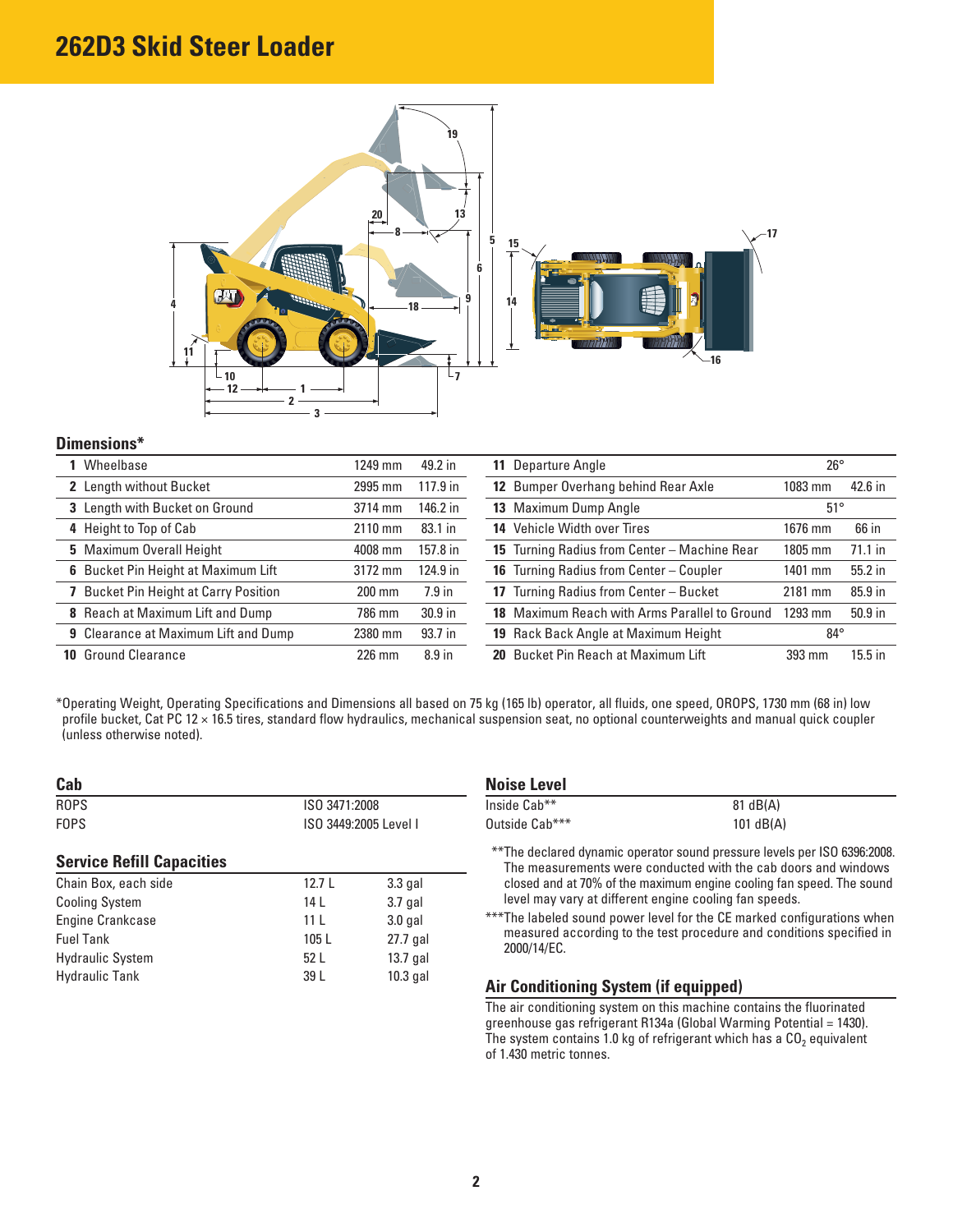# 262D3 Skid Steer Loader

## Dimensions*

| | | | |
|---|---|---|---|
| **1** Wheelbase | 1249 mm | 49.2 in |
| **2** Length without Bucket | 2995 mm | 117.9 in |
| **3** Length with Bucket on Ground | 3714 mm | 146.2 in |
| **4** Height to Top of Cab | 2110 mm | 83.1 in |
| **5** Maximum Overall Height | 4008 mm | 157.8 in |
| **6** Bucket Pin Height at Maximum Lift | 3172 mm | 124.9 in |
| **7** Bucket Pin Height at Carry Position | 200 mm | 7.9 in |
| **8** Reach at Maximum Lift and Dump | 786 mm | 30.9 in |
| **9** Clearance at Maximum Lift and Dump | 2380 mm | 93.7 in |
| **10** Ground Clearance | 226 mm | 8.9 in |

| | | |
|---|---|---|
| **11** Departure Angle | 26° | |
| **12** Bumper Overhang behind Rear Axle | 1083 mm | 42.6 in |
| **13** Maximum Dump Angle | 51° | |
| **14** Vehicle Width over Tires | 1676 mm | 66 in |
| **15** Turning Radius from Center – Machine Rear | 1805 mm | 71.1 in |
| **16** Turning Radius from Center – Coupler | 1401 mm | 55.2 in |
| **17** Turning Radius from Center – Bucket | 2181 mm | 85.9 in |
| **18** Maximum Reach with Arms Parallel to Ground | 1293 mm | 50.9 in |
| **19** Rack Back Angle at Maximum Height | 84° | |
| **20** Bucket Pin Reach at Maximum Lift | 393 mm | 15.5 in |

*Operating Weight, Operating Specifications and Dimensions all based on 75 kg (165 lb) operator, all fluids, one speed, OROPS, 1730 mm (68 in) low profile bucket, Cat PC 12 × 16.5 tires, standard flow hydraulics, mechanical suspension seat, no optional counterweights and manual quick coupler (unless otherwise noted).

## Cab

| | |
|---|---|
| ROPS | ISO 3471:2008 |
| FOPS | ISO 3449:2005 Level I |

## Service Refill Capacities

| | | |
|---|---|---|
| Chain Box, each side | 12.7 L | 3.3 gal |
| Cooling System | 14 L | 3.7 gal |
| Engine Crankcase | 11 L | 3.0 gal |
| Fuel Tank | 105 L | 27.7 gal |
| Hydraulic System | 52 L | 13.7 gal |
| Hydraulic Tank | 39 L | 10.3 gal |

## Noise Level

| | |
|---|---|
| Inside Cab** | 81 dB(A) |
| Outside Cab*** | 101 dB(A) |

**The declared dynamic operator sound pressure levels per ISO 6396:2008. The measurements were conducted with the cab doors and windows closed and at 70% of the maximum engine cooling fan speed. The sound level may vary at different engine cooling fan speeds.

***The labeled sound power level for the CE marked configurations when measured according to the test procedure and conditions specified in 2000/14/EC.

## Air Conditioning System (if equipped)

The air conditioning system on this machine contains the fluorinated greenhouse gas refrigerant R134a (Global Warming Potential = 1430). The system contains 1.0 kg of refrigerant which has a $CO_2$ equivalent of 1.430 metric tonnes.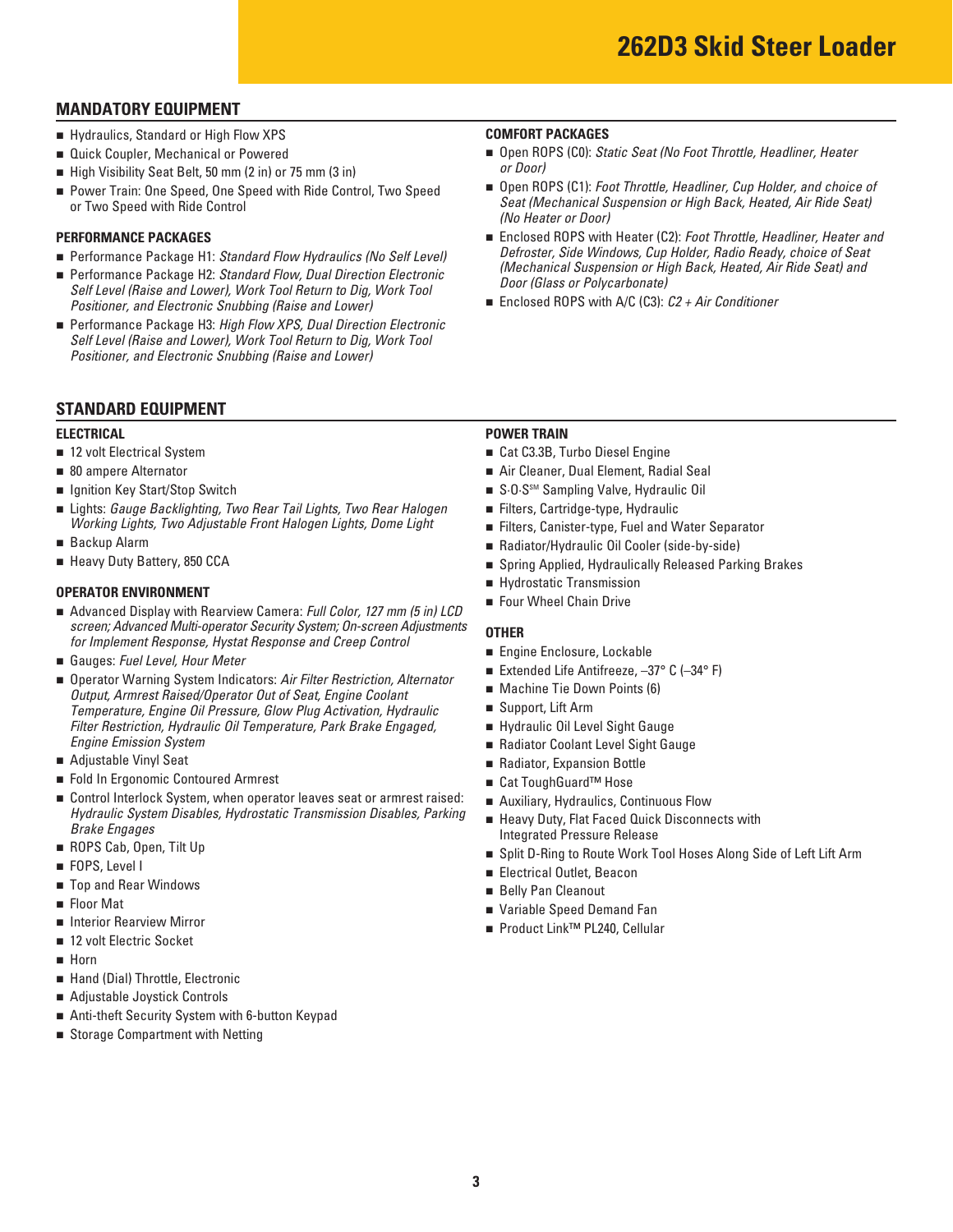# 262D3 Skid Steer Loader

## MANDATORY EQUIPMENT

- Hydraulics, Standard or High Flow XPS
- Quick Coupler, Mechanical or Powered
- High Visibility Seat Belt, 50 mm (2 in) or 75 mm (3 in)
- Power Train: One Speed, One Speed with Ride Control, Two Speed or Two Speed with Ride Control

### PERFORMANCE PACKAGES

- Performance Package H1: *Standard Flow Hydraulics (No Self Level)*
- Performance Package H2: *Standard Flow, Dual Direction Electronic Self Level (Raise and Lower), Work Tool Return to Dig, Work Tool Positioner, and Electronic Snubbing (Raise and Lower)*
- Performance Package H3: *High Flow XPS, Dual Direction Electronic Self Level (Raise and Lower), Work Tool Return to Dig, Work Tool Positioner, and Electronic Snubbing (Raise and Lower)*

### COMFORT PACKAGES

- Open ROPS (C0): *Static Seat (No Foot Throttle, Headliner, Heater or Door)*
- Open ROPS (C1): *Foot Throttle, Headliner, Cup Holder, and choice of Seat (Mechanical Suspension or High Back, Heated, Air Ride Seat) (No Heater or Door)*
- Enclosed ROPS with Heater (C2): *Foot Throttle, Headliner, Heater and Defroster, Side Windows, Cup Holder, Radio Ready, choice of Seat (Mechanical Suspension or High Back, Heated, Air Ride Seat) and Door (Glass or Polycarbonate)*
- Enclosed ROPS with A/C (C3): *C2 + Air Conditioner*

## STANDARD EQUIPMENT

### ELECTRICAL

- 12 volt Electrical System
- 80 ampere Alternator
- Ignition Key Start/Stop Switch
- Lights: *Gauge Backlighting, Two Rear Tail Lights, Two Rear Halogen Working Lights, Two Adjustable Front Halogen Lights, Dome Light*
- Backup Alarm
- Heavy Duty Battery, 850 CCA

### OPERATOR ENVIRONMENT

- Advanced Display with Rearview Camera: *Full Color, 127 mm (5 in) LCD screen; Advanced Multi-operator Security System; On-screen Adjustments for Implement Response, Hystat Response and Creep Control*
- Gauges: *Fuel Level, Hour Meter*
- Operator Warning System Indicators: *Air Filter Restriction, Alternator Output, Armrest Raised/Operator Out of Seat, Engine Coolant Temperature, Engine Oil Pressure, Glow Plug Activation, Hydraulic Filter Restriction, Hydraulic Oil Temperature, Park Brake Engaged, Engine Emission System*
- Adjustable Vinyl Seat
- Fold In Ergonomic Contoured Armrest
- Control Interlock System, when operator leaves seat or armrest raised: *Hydraulic System Disables, Hydrostatic Transmission Disables, Parking Brake Engages*
- ROPS Cab, Open, Tilt Up
- FOPS, Level I
- Top and Rear Windows
- Floor Mat
- Interior Rearview Mirror
- 12 volt Electric Socket
- Horn
- Hand (Dial) Throttle, Electronic
- Adjustable Joystick Controls
- Anti-theft Security System with 6-button Keypad
- Storage Compartment with Netting

### POWER TRAIN

- Cat C3.3B, Turbo Diesel Engine
- Air Cleaner, Dual Element, Radial Seal
- S·O·S[SM] Sampling Valve, Hydraulic Oil
- Filters, Cartridge-type, Hydraulic
- Filters, Canister-type, Fuel and Water Separator
- Radiator/Hydraulic Oil Cooler (side-by-side)
- Spring Applied, Hydraulically Released Parking Brakes
- Hydrostatic Transmission
- Four Wheel Chain Drive

### OTHER

- Engine Enclosure, Lockable
- Extended Life Antifreeze, –37° C (–34° F)
- Machine Tie Down Points (6)
- Support, Lift Arm
- Hydraulic Oil Level Sight Gauge
- Radiator Coolant Level Sight Gauge
- Radiator, Expansion Bottle
- Cat ToughGuard™ Hose
- Auxiliary, Hydraulics, Continuous Flow
- Heavy Duty, Flat Faced Quick Disconnects with Integrated Pressure Release
- Split D-Ring to Route Work Tool Hoses Along Side of Left Lift Arm
- Electrical Outlet, Beacon
- Belly Pan Cleanout
- Variable Speed Demand Fan
- Product Link™ PL240, Cellular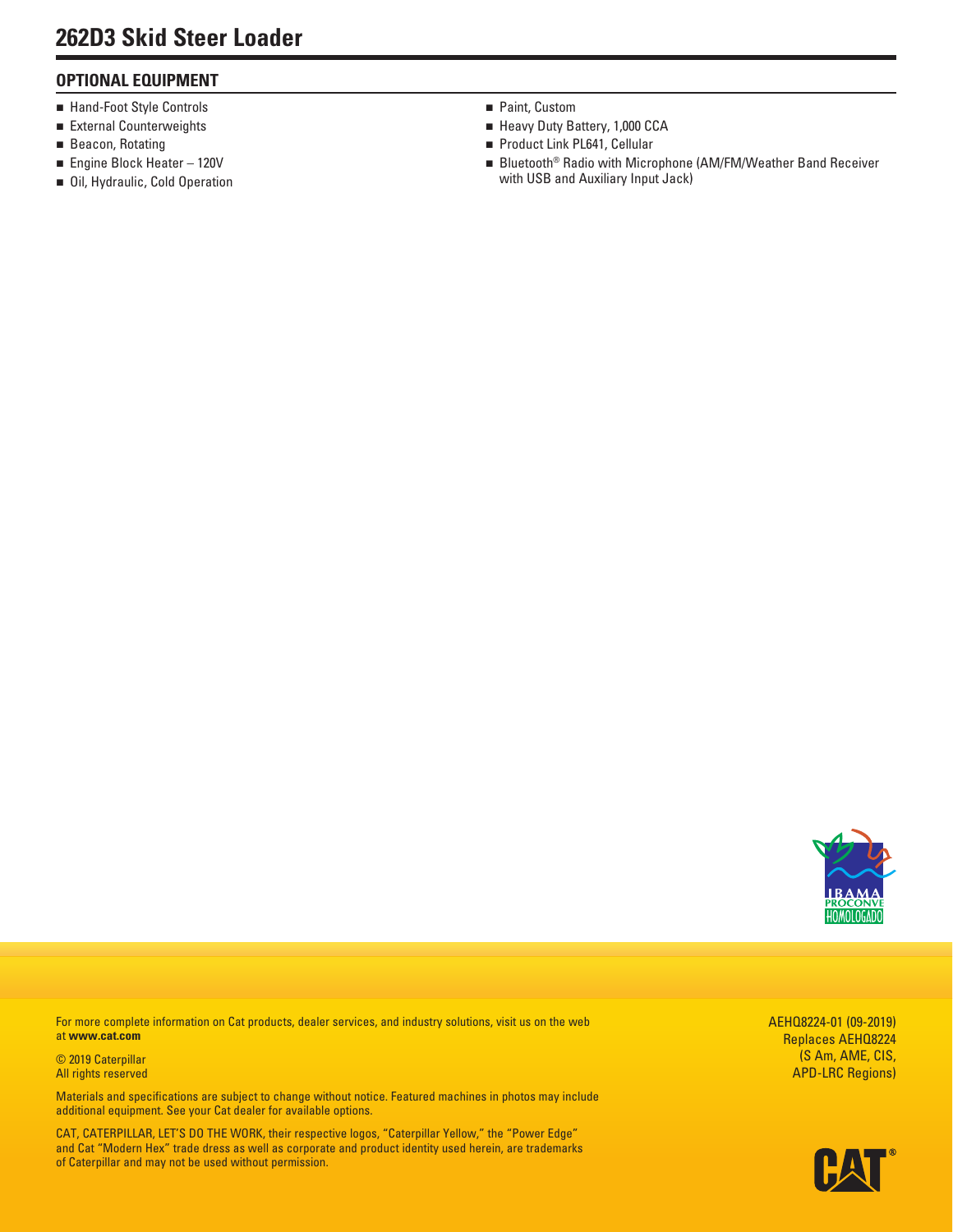# 262D3 Skid Steer Loader

## OPTIONAL EQUIPMENT

- Hand-Foot Style Controls
- External Counterweights
- Beacon, Rotating
- Engine Block Heater – 120V
- Oil, Hydraulic, Cold Operation
- Paint, Custom
- Heavy Duty Battery, 1,000 CCA
- Product Link PL641, Cellular
- Bluetooth® Radio with Microphone (AM/FM/Weather Band Receiver with USB and Auxiliary Input Jack)

IBAMA PROCONVE HOMOLOGADO

For more complete information on Cat products, dealer services, and industry solutions, visit us on the web at **www.cat.com**

© 2019 Caterpillar
All rights reserved

Materials and specifications are subject to change without notice. Featured machines in photos may include additional equipment. See your Cat dealer for available options.

CAT, CATERPILLAR, LET'S DO THE WORK, their respective logos, "Caterpillar Yellow," the "Power Edge" and Cat "Modern Hex" trade dress as well as corporate and product identity used herein, are trademarks of Caterpillar and may not be used without permission.

AEHQ8224-01 (09-2019)
Replaces AEHQ8224
(S Am, AME, CIS, APD-LRC Regions)